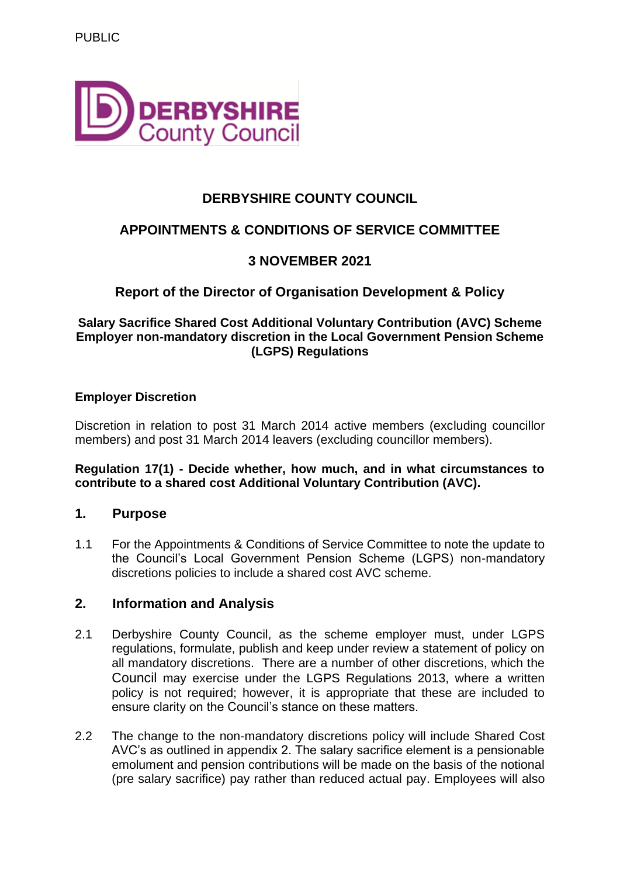PUBLIC

# DERBYSHIRE COUNTY COUNCIL

## APPOINTMENTS & CONDITIONS OF SERVICE COMMITTEE

## 3 NOVEMBER 2021

## Report of the Director of Organisation Development & Policy

**Salary Sacrifice Shared Cost Additional Voluntary Contribution (AVC) Scheme Employer non-mandatory discretion in the Local Government Pension Scheme (LGPS) Regulations**

**Employer Discretion**

Discretion in relation to post 31 March 2014 active members (excluding councillor members) and post 31 March 2014 leavers (excluding councillor members).

**Regulation 17(1) - Decide whether, how much, and in what circumstances to contribute to a shared cost Additional Voluntary Contribution (AVC).**

### 1. Purpose

1.1 For the Appointments & Conditions of Service Committee to note the update to the Council's Local Government Pension Scheme (LGPS) non-mandatory discretions policies to include a shared cost AVC scheme.

### 2. Information and Analysis

2.1 Derbyshire County Council, as the scheme employer must, under LGPS regulations, formulate, publish and keep under review a statement of policy on all mandatory discretions. There are a number of other discretions, which the Council may exercise under the LGPS Regulations 2013, where a written policy is not required; however, it is appropriate that these are included to ensure clarity on the Council's stance on these matters.

2.2 The change to the non-mandatory discretions policy will include Shared Cost AVC's as outlined in appendix 2. The salary sacrifice element is a pensionable emolument and pension contributions will be made on the basis of the notional (pre salary sacrifice) pay rather than reduced actual pay. Employees will also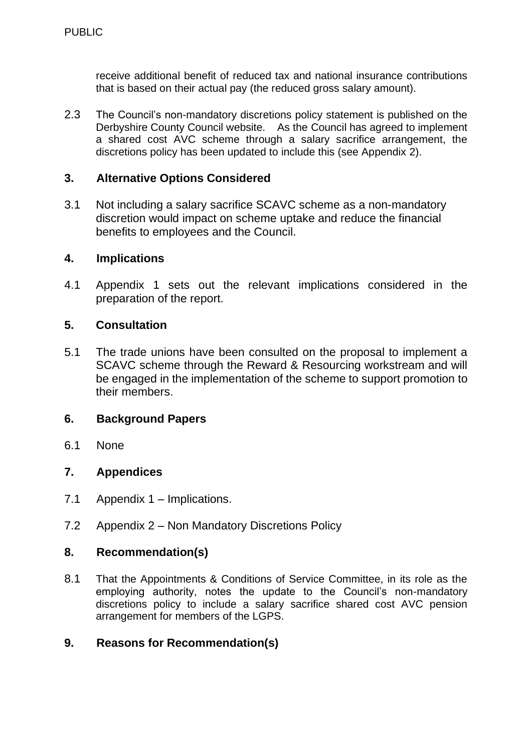receive additional benefit of reduced tax and national insurance contributions that is based on their actual pay (the reduced gross salary amount).

2.3 The Council's non-mandatory discretions policy statement is published on the Derbyshire County Council website. As the Council has agreed to implement a shared cost AVC scheme through a salary sacrifice arrangement, the discretions policy has been updated to include this (see Appendix 2).

## 3. Alternative Options Considered

3.1 Not including a salary sacrifice SCAVC scheme as a non-mandatory discretion would impact on scheme uptake and reduce the financial benefits to employees and the Council.

## 4. Implications

4.1 Appendix 1 sets out the relevant implications considered in the preparation of the report.

## 5. Consultation

5.1 The trade unions have been consulted on the proposal to implement a SCAVC scheme through the Reward & Resourcing workstream and will be engaged in the implementation of the scheme to support promotion to their members.

## 6. Background Papers

6.1 None

## 7. Appendices

7.1 Appendix 1 – Implications.

7.2 Appendix 2 – Non Mandatory Discretions Policy

## 8. Recommendation(s)

8.1 That the Appointments & Conditions of Service Committee, in its role as the employing authority, notes the update to the Council's non-mandatory discretions policy to include a salary sacrifice shared cost AVC pension arrangement for members of the LGPS.

## 9. Reasons for Recommendation(s)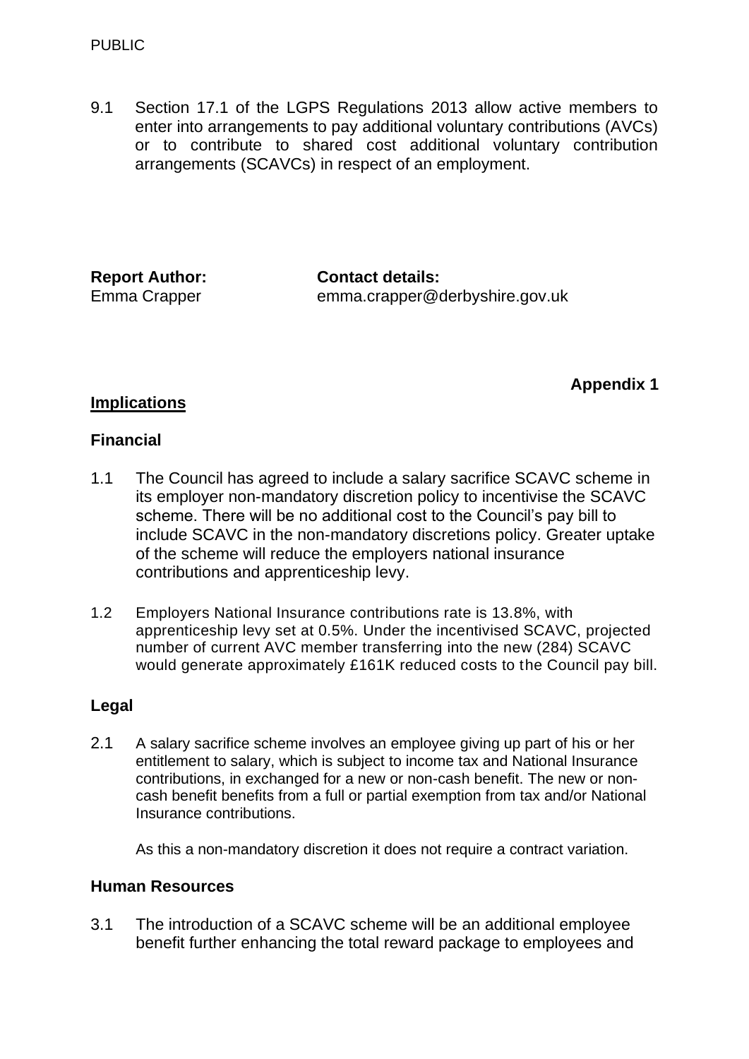9.1 Section 17.1 of the LGPS Regulations 2013 allow active members to enter into arrangements to pay additional voluntary contributions (AVCs) or to contribute to shared cost additional voluntary contribution arrangements (SCAVCs) in respect of an employment.

**Report Author:** Emma Crapper

**Contact details:** emma.crapper@derbyshire.gov.uk

**Appendix 1**

## Implications

### Financial

1.1 The Council has agreed to include a salary sacrifice SCAVC scheme in its employer non-mandatory discretion policy to incentivise the SCAVC scheme. There will be no additional cost to the Council's pay bill to include SCAVC in the non-mandatory discretions policy. Greater uptake of the scheme will reduce the employers national insurance contributions and apprenticeship levy.

1.2 Employers National Insurance contributions rate is 13.8%, with apprenticeship levy set at 0.5%. Under the incentivised SCAVC, projected number of current AVC member transferring into the new (284) SCAVC would generate approximately £161K reduced costs to the Council pay bill.

### Legal

2.1 A salary sacrifice scheme involves an employee giving up part of his or her entitlement to salary, which is subject to income tax and National Insurance contributions, in exchanged for a new or non-cash benefit. The new or non-cash benefit benefits from a full or partial exemption from tax and/or National Insurance contributions.

As this a non-mandatory discretion it does not require a contract variation.

### Human Resources

3.1 The introduction of a SCAVC scheme will be an additional employee benefit further enhancing the total reward package to employees and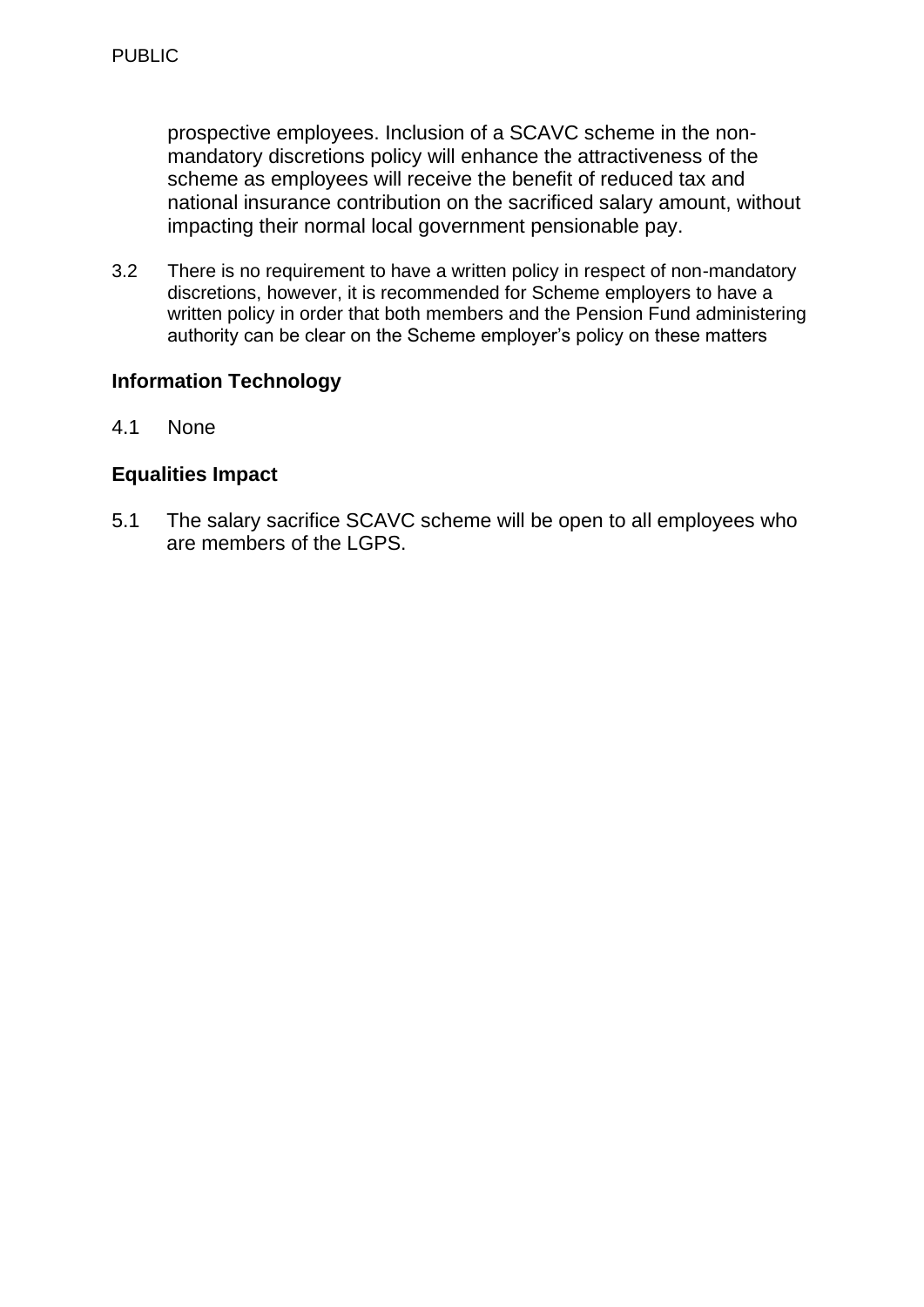prospective employees. Inclusion of a SCAVC scheme in the non-mandatory discretions policy will enhance the attractiveness of the scheme as employees will receive the benefit of reduced tax and national insurance contribution on the sacrificed salary amount, without impacting their normal local government pensionable pay.

3.2 There is no requirement to have a written policy in respect of non-mandatory discretions, however, it is recommended for Scheme employers to have a written policy in order that both members and the Pension Fund administering authority can be clear on the Scheme employer's policy on these matters

**Information Technology**

4.1 None

**Equalities Impact**

5.1 The salary sacrifice SCAVC scheme will be open to all employees who are members of the LGPS.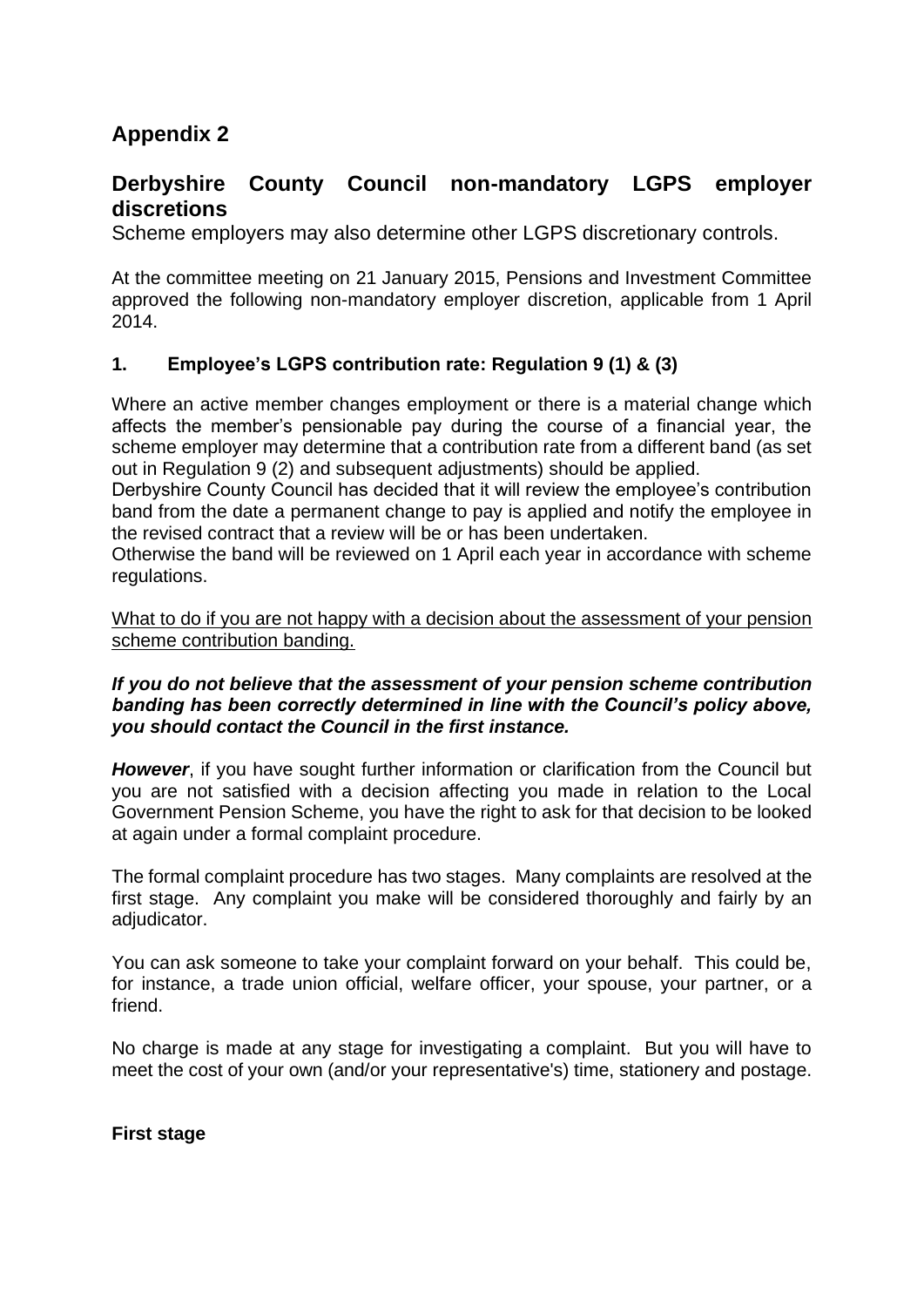## Appendix 2

## Derbyshire County Council non-mandatory LGPS employer discretions

Scheme employers may also determine other LGPS discretionary controls.

At the committee meeting on 21 January 2015, Pensions and Investment Committee approved the following non-mandatory employer discretion, applicable from 1 April 2014.

### 1. Employee's LGPS contribution rate: Regulation 9 (1) & (3)

Where an active member changes employment or there is a material change which affects the member's pensionable pay during the course of a financial year, the scheme employer may determine that a contribution rate from a different band (as set out in Regulation 9 (2) and subsequent adjustments) should be applied.
Derbyshire County Council has decided that it will review the employee's contribution band from the date a permanent change to pay is applied and notify the employee in the revised contract that a review will be or has been undertaken.
Otherwise the band will be reviewed on 1 April each year in accordance with scheme regulations.

<u>What to do if you are not happy with a decision about the assessment of your pension scheme contribution banding.</u>

***If you do not believe that the assessment of your pension scheme contribution banding has been correctly determined in line with the Council's policy above, you should contact the Council in the first instance.***

***However***, if you have sought further information or clarification from the Council but you are not satisfied with a decision affecting you made in relation to the Local Government Pension Scheme, you have the right to ask for that decision to be looked at again under a formal complaint procedure.

The formal complaint procedure has two stages. Many complaints are resolved at the first stage. Any complaint you make will be considered thoroughly and fairly by an adjudicator.

You can ask someone to take your complaint forward on your behalf. This could be, for instance, a trade union official, welfare officer, your spouse, your partner, or a friend.

No charge is made at any stage for investigating a complaint. But you will have to meet the cost of your own (and/or your representative's) time, stationery and postage.

**First stage**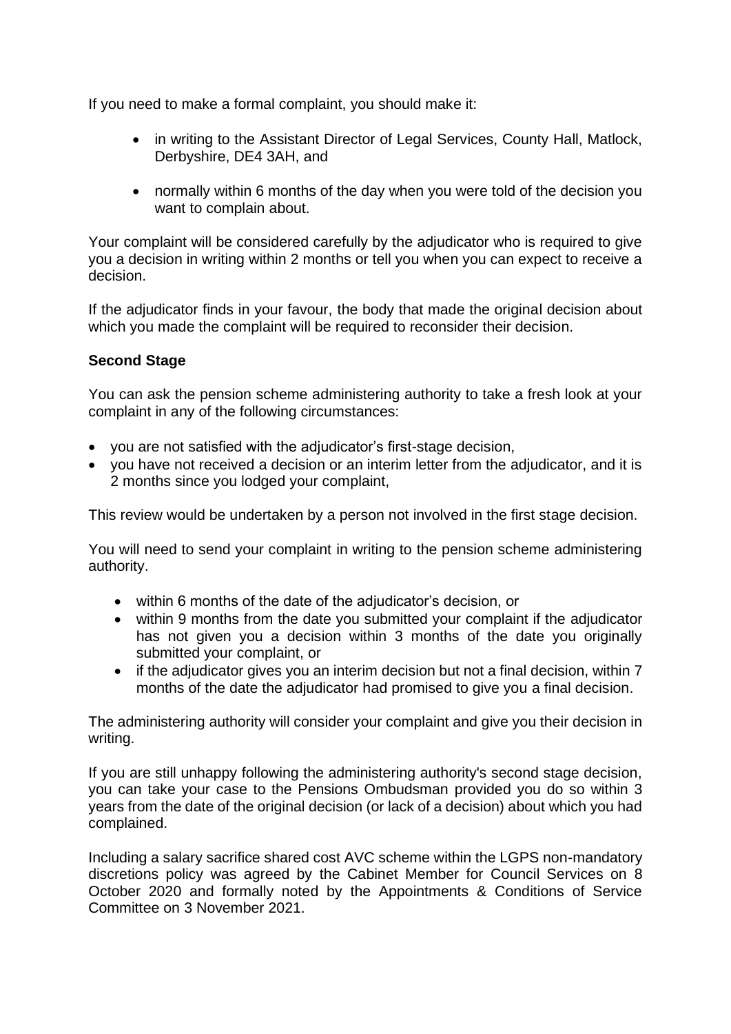If you need to make a formal complaint, you should make it:

- in writing to the Assistant Director of Legal Services, County Hall, Matlock, Derbyshire, DE4 3AH, and
- normally within 6 months of the day when you were told of the decision you want to complain about.

Your complaint will be considered carefully by the adjudicator who is required to give you a decision in writing within 2 months or tell you when you can expect to receive a decision.

If the adjudicator finds in your favour, the body that made the original decision about which you made the complaint will be required to reconsider their decision.

**Second Stage**

You can ask the pension scheme administering authority to take a fresh look at your complaint in any of the following circumstances:

- you are not satisfied with the adjudicator's first-stage decision,
- you have not received a decision or an interim letter from the adjudicator, and it is 2 months since you lodged your complaint,

This review would be undertaken by a person not involved in the first stage decision.

You will need to send your complaint in writing to the pension scheme administering authority.

- within 6 months of the date of the adjudicator's decision, or
- within 9 months from the date you submitted your complaint if the adjudicator has not given you a decision within 3 months of the date you originally submitted your complaint, or
- if the adjudicator gives you an interim decision but not a final decision, within 7 months of the date the adjudicator had promised to give you a final decision.

The administering authority will consider your complaint and give you their decision in writing.

If you are still unhappy following the administering authority's second stage decision, you can take your case to the Pensions Ombudsman provided you do so within 3 years from the date of the original decision (or lack of a decision) about which you had complained.

Including a salary sacrifice shared cost AVC scheme within the LGPS non-mandatory discretions policy was agreed by the Cabinet Member for Council Services on 8 October 2020 and formally noted by the Appointments & Conditions of Service Committee on 3 November 2021.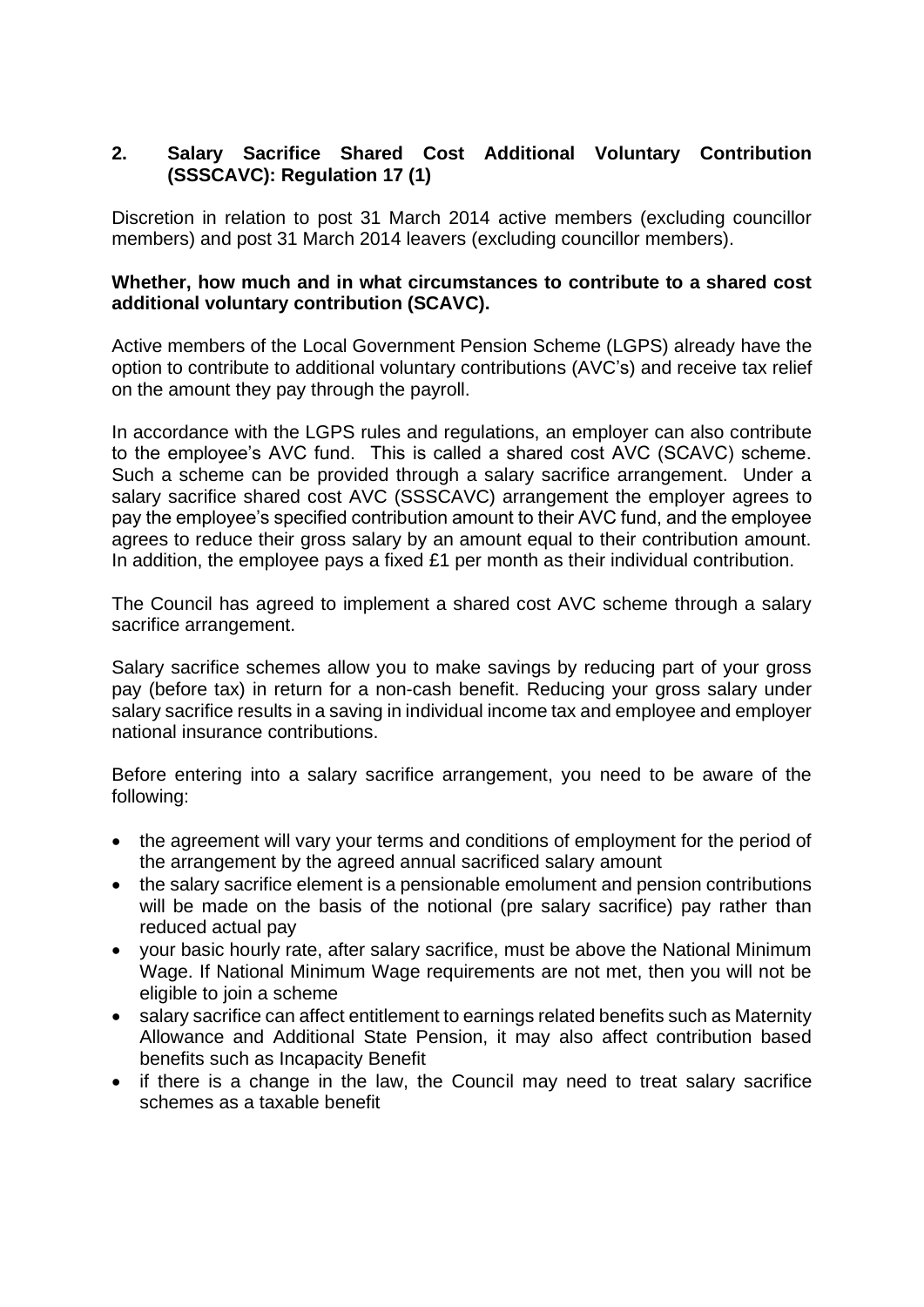## 2. Salary Sacrifice Shared Cost Additional Voluntary Contribution (SSSCAVC): Regulation 17 (1)

Discretion in relation to post 31 March 2014 active members (excluding councillor members) and post 31 March 2014 leavers (excluding councillor members).

**Whether, how much and in what circumstances to contribute to a shared cost additional voluntary contribution (SCAVC).**

Active members of the Local Government Pension Scheme (LGPS) already have the option to contribute to additional voluntary contributions (AVC's) and receive tax relief on the amount they pay through the payroll.

In accordance with the LGPS rules and regulations, an employer can also contribute to the employee's AVC fund. This is called a shared cost AVC (SCAVC) scheme. Such a scheme can be provided through a salary sacrifice arrangement. Under a salary sacrifice shared cost AVC (SSSCAVC) arrangement the employer agrees to pay the employee's specified contribution amount to their AVC fund, and the employee agrees to reduce their gross salary by an amount equal to their contribution amount. In addition, the employee pays a fixed £1 per month as their individual contribution.

The Council has agreed to implement a shared cost AVC scheme through a salary sacrifice arrangement.

Salary sacrifice schemes allow you to make savings by reducing part of your gross pay (before tax) in return for a non-cash benefit. Reducing your gross salary under salary sacrifice results in a saving in individual income tax and employee and employer national insurance contributions.

Before entering into a salary sacrifice arrangement, you need to be aware of the following:

- the agreement will vary your terms and conditions of employment for the period of the arrangement by the agreed annual sacrificed salary amount
- the salary sacrifice element is a pensionable emolument and pension contributions will be made on the basis of the notional (pre salary sacrifice) pay rather than reduced actual pay
- your basic hourly rate, after salary sacrifice, must be above the National Minimum Wage. If National Minimum Wage requirements are not met, then you will not be eligible to join a scheme
- salary sacrifice can affect entitlement to earnings related benefits such as Maternity Allowance and Additional State Pension, it may also affect contribution based benefits such as Incapacity Benefit
- if there is a change in the law, the Council may need to treat salary sacrifice schemes as a taxable benefit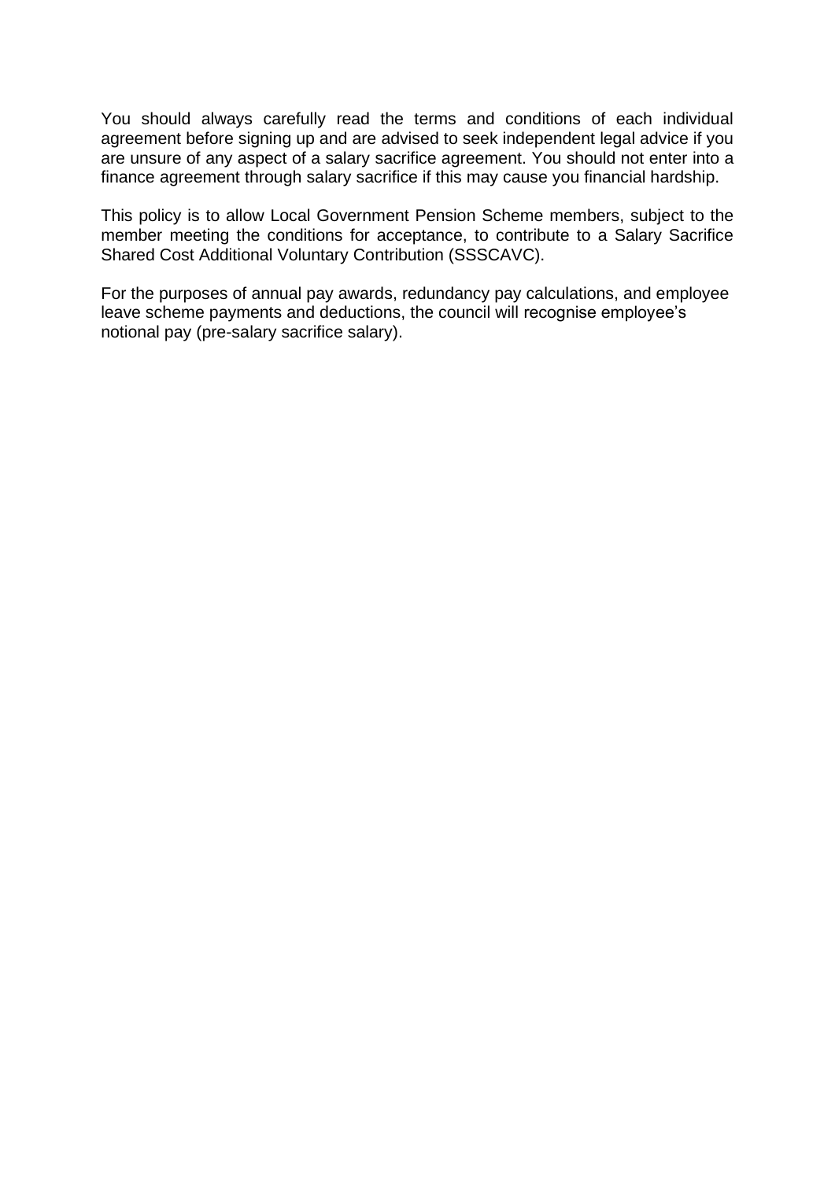You should always carefully read the terms and conditions of each individual agreement before signing up and are advised to seek independent legal advice if you are unsure of any aspect of a salary sacrifice agreement. You should not enter into a finance agreement through salary sacrifice if this may cause you financial hardship.

This policy is to allow Local Government Pension Scheme members, subject to the member meeting the conditions for acceptance, to contribute to a Salary Sacrifice Shared Cost Additional Voluntary Contribution (SSSCAVC).

For the purposes of annual pay awards, redundancy pay calculations, and employee leave scheme payments and deductions, the council will recognise employee's notional pay (pre-salary sacrifice salary).